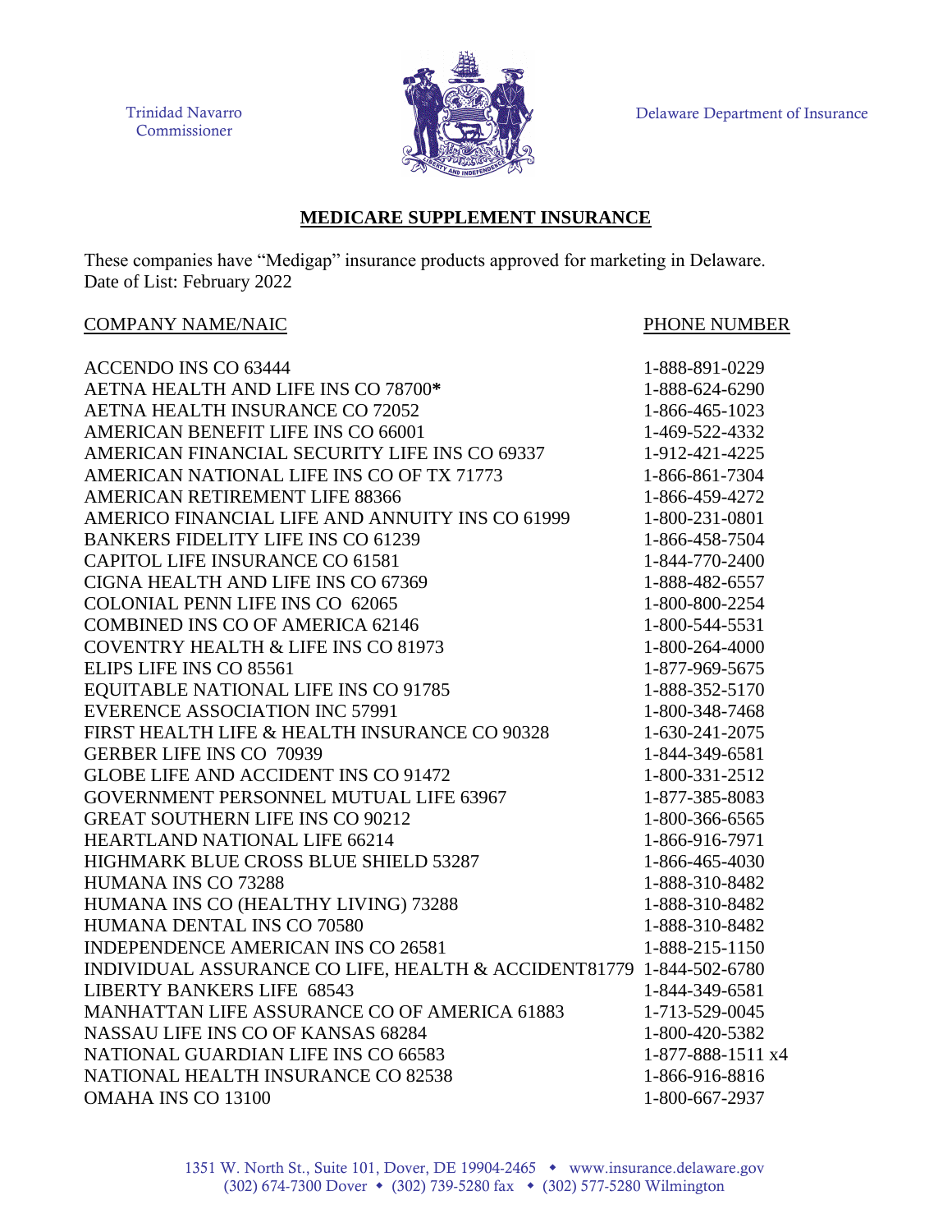Trinidad Navarro
Commissioner

Delaware Department of Insurance

## MEDICARE SUPPLEMENT INSURANCE

These companies have "Medigap" insurance products approved for marketing in Delaware.
Date of List: February 2022

| COMPANY NAME/NAIC | PHONE NUMBER |
|---|---|
| ACCENDO INS CO 63444 | 1-888-891-0229 |
| AETNA HEALTH AND LIFE INS CO 78700* | 1-888-624-6290 |
| AETNA HEALTH INSURANCE CO 72052 | 1-866-465-1023 |
| AMERICAN BENEFIT LIFE INS CO 66001 | 1-469-522-4332 |
| AMERICAN FINANCIAL SECURITY LIFE INS CO 69337 | 1-912-421-4225 |
| AMERICAN NATIONAL LIFE INS CO OF TX 71773 | 1-866-861-7304 |
| AMERICAN RETIREMENT LIFE 88366 | 1-866-459-4272 |
| AMERICO FINANCIAL LIFE AND ANNUITY INS CO 61999 | 1-800-231-0801 |
| BANKERS FIDELITY LIFE INS CO 61239 | 1-866-458-7504 |
| CAPITOL LIFE INSURANCE CO 61581 | 1-844-770-2400 |
| CIGNA HEALTH AND LIFE INS CO 67369 | 1-888-482-6557 |
| COLONIAL PENN LIFE INS CO 62065 | 1-800-800-2254 |
| COMBINED INS CO OF AMERICA 62146 | 1-800-544-5531 |
| COVENTRY HEALTH & LIFE INS CO 81973 | 1-800-264-4000 |
| ELIPS LIFE INS CO 85561 | 1-877-969-5675 |
| EQUITABLE NATIONAL LIFE INS CO 91785 | 1-888-352-5170 |
| EVERENCE ASSOCIATION INC 57991 | 1-800-348-7468 |
| FIRST HEALTH LIFE & HEALTH INSURANCE CO 90328 | 1-630-241-2075 |
| GERBER LIFE INS CO 70939 | 1-844-349-6581 |
| GLOBE LIFE AND ACCIDENT INS CO 91472 | 1-800-331-2512 |
| GOVERNMENT PERSONNEL MUTUAL LIFE 63967 | 1-877-385-8083 |
| GREAT SOUTHERN LIFE INS CO 90212 | 1-800-366-6565 |
| HEARTLAND NATIONAL LIFE 66214 | 1-866-916-7971 |
| HIGHMARK BLUE CROSS BLUE SHIELD 53287 | 1-866-465-4030 |
| HUMANA INS CO 73288 | 1-888-310-8482 |
| HUMANA INS CO (HEALTHY LIVING) 73288 | 1-888-310-8482 |
| HUMANA DENTAL INS CO 70580 | 1-888-310-8482 |
| INDEPENDENCE AMERICAN INS CO 26581 | 1-888-215-1150 |
| INDIVIDUAL ASSURANCE CO LIFE, HEALTH & ACCIDENT81779 | 1-844-502-6780 |
| LIBERTY BANKERS LIFE 68543 | 1-844-349-6581 |
| MANHATTAN LIFE ASSURANCE CO OF AMERICA 61883 | 1-713-529-0045 |
| NASSAU LIFE INS CO OF KANSAS 68284 | 1-800-420-5382 |
| NATIONAL GUARDIAN LIFE INS CO 66583 | 1-877-888-1511 x4 |
| NATIONAL HEALTH INSURANCE CO 82538 | 1-866-916-8816 |
| OMAHA INS CO 13100 | 1-800-667-2937 |

1351 W. North St., Suite 101, Dover, DE 19904-2465 • www.insurance.delaware.gov
(302) 674-7300 Dover • (302) 739-5280 fax • (302) 577-5280 Wilmington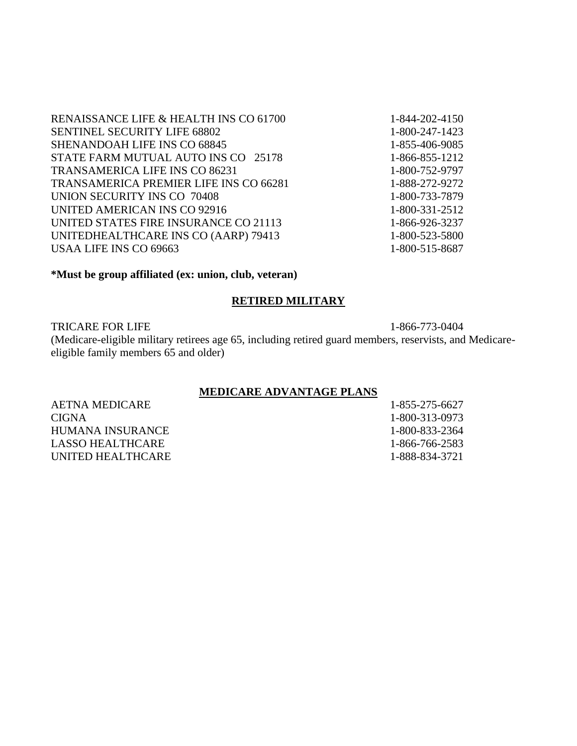| | |
|---|---|
| RENAISSANCE LIFE & HEALTH INS CO 61700 | 1-844-202-4150 |
| SENTINEL SECURITY LIFE 68802 | 1-800-247-1423 |
| SHENANDOAH LIFE INS CO 68845 | 1-855-406-9085 |
| STATE FARM MUTUAL AUTO INS CO 25178 | 1-866-855-1212 |
| TRANSAMERICA LIFE INS CO 86231 | 1-800-752-9797 |
| TRANSAMERICA PREMIER LIFE INS CO 66281 | 1-888-272-9272 |
| UNION SECURITY INS CO 70408 | 1-800-733-7879 |
| UNITED AMERICAN INS CO 92916 | 1-800-331-2512 |
| UNITED STATES FIRE INSURANCE CO 21113 | 1-866-926-3237 |
| UNITEDHEALTHCARE INS CO (AARP) 79413 | 1-800-523-5800 |
| USAA LIFE INS CO 69663 | 1-800-515-8687 |

**\*Must be group affiliated (ex: union, club, veteran)**

## RETIRED MILITARY

TRICARE FOR LIFE 1-866-773-0404
(Medicare-eligible military retirees age 65, including retired guard members, reservists, and Medicare-eligible family members 65 and older)

## MEDICARE ADVANTAGE PLANS

| | |
|---|---|
| AETNA MEDICARE | 1-855-275-6627 |
| CIGNA | 1-800-313-0973 |
| HUMANA INSURANCE | 1-800-833-2364 |
| LASSO HEALTHCARE | 1-866-766-2583 |
| UNITED HEALTHCARE | 1-888-834-3721 |